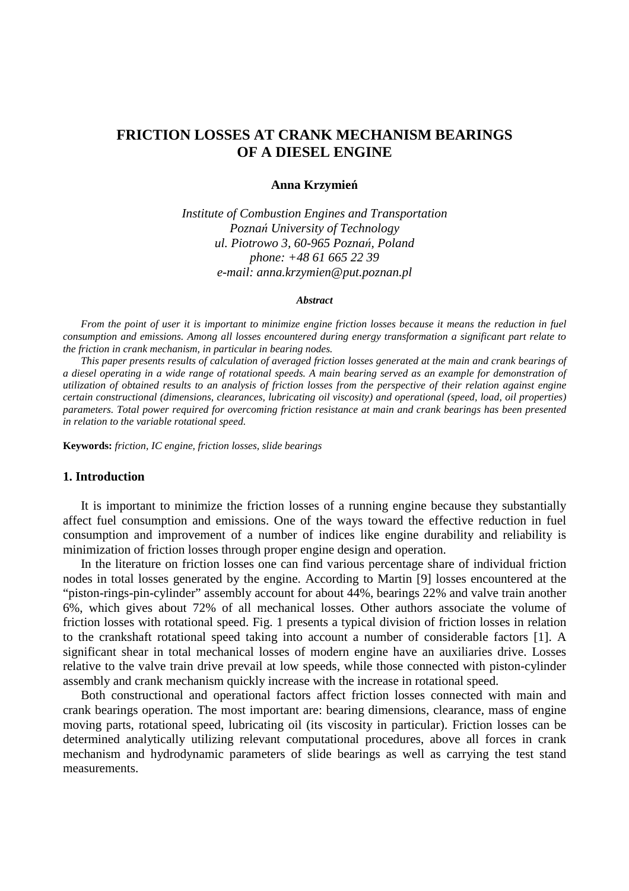# FRICTION LOSSES AT CRANK MECHANISM BEARINGS OF A DIESEL ENGINE

**Anna Krzymień**

*Institute of Combustion Engines and Transportation*
*Poznań University of Technology*
*ul. Piotrowo 3, 60-965 Poznań, Poland*
*phone: +48 61 665 22 39*
*e-mail: anna.krzymien@put.poznan.pl*

***Abstract***

*From the point of user it is important to minimize engine friction losses because it means the reduction in fuel consumption and emissions. Among all losses encountered during energy transformation a significant part relate to the friction in crank mechanism, in particular in bearing nodes.*

*This paper presents results of calculation of averaged friction losses generated at the main and crank bearings of a diesel operating in a wide range of rotational speeds. A main bearing served as an example for demonstration of utilization of obtained results to an analysis of friction losses from the perspective of their relation against engine certain constructional (dimensions, clearances, lubricating oil viscosity) and operational (speed, load, oil properties) parameters. Total power required for overcoming friction resistance at main and crank bearings has been presented in relation to the variable rotational speed.*

**Keywords:** *friction, IC engine, friction losses, slide bearings*

## 1. Introduction

It is important to minimize the friction losses of a running engine because they substantially affect fuel consumption and emissions. One of the ways toward the effective reduction in fuel consumption and improvement of a number of indices like engine durability and reliability is minimization of friction losses through proper engine design and operation.

In the literature on friction losses one can find various percentage share of individual friction nodes in total losses generated by the engine. According to Martin [9] losses encountered at the "piston-rings-pin-cylinder" assembly account for about 44%, bearings 22% and valve train another 6%, which gives about 72% of all mechanical losses. Other authors associate the volume of friction losses with rotational speed. Fig. 1 presents a typical division of friction losses in relation to the crankshaft rotational speed taking into account a number of considerable factors [1]. A significant shear in total mechanical losses of modern engine have an auxiliaries drive. Losses relative to the valve train drive prevail at low speeds, while those connected with piston-cylinder assembly and crank mechanism quickly increase with the increase in rotational speed.

Both constructional and operational factors affect friction losses connected with main and crank bearings operation. The most important are: bearing dimensions, clearance, mass of engine moving parts, rotational speed, lubricating oil (its viscosity in particular). Friction losses can be determined analytically utilizing relevant computational procedures, above all forces in crank mechanism and hydrodynamic parameters of slide bearings as well as carrying the test stand measurements.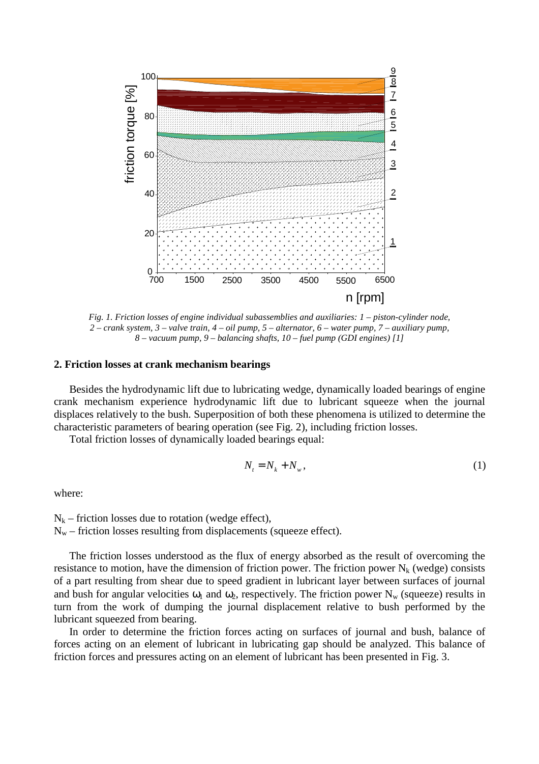Fig. 1. Friction losses of engine individual subassemblies and auxiliaries: 1 – piston-cylinder node, 2 – crank system, 3 – valve train, 4 – oil pump, 5 – alternator, 6 – water pump, 7 – auxiliary pump, 8 – vacuum pump, 9 – balancing shafts, 10 – fuel pump (GDI engines) [1]

## 2. Friction losses at crank mechanism bearings

Besides the hydrodynamic lift due to lubricating wedge, dynamically loaded bearings of engine crank mechanism experience hydrodynamic lift due to lubricant squeeze when the journal displaces relatively to the bush. Superposition of both these phenomena is utilized to determine the characteristic parameters of bearing operation (see Fig. 2), including friction losses.

Total friction losses of dynamically loaded bearings equal:

$$N_t = N_k + N_w, \tag{1}$$

where:

$N_k$ – friction losses due to rotation (wedge effect),
$N_w$ – friction losses resulting from displacements (squeeze effect).

The friction losses understood as the flux of energy absorbed as the result of overcoming the resistance to motion, have the dimension of friction power. The friction power $N_k$ (wedge) consists of a part resulting from shear due to speed gradient in lubricant layer between surfaces of journal and bush for angular velocities $\omega_1$ and $\omega_2$, respectively. The friction power $N_w$ (squeeze) results in turn from the work of dumping the journal displacement relative to bush performed by the lubricant squeezed from bearing.

In order to determine the friction forces acting on surfaces of journal and bush, balance of forces acting on an element of lubricant in lubricating gap should be analyzed. This balance of friction forces and pressures acting on an element of lubricant has been presented in Fig. 3.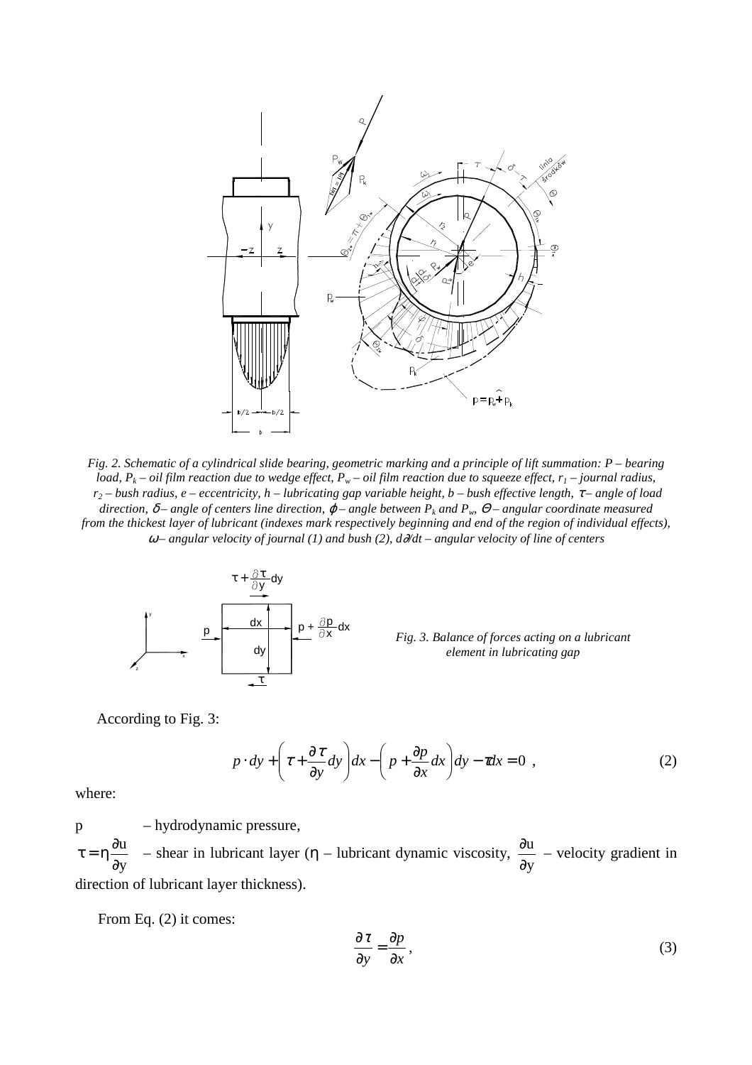*Fig. 2. Schematic of a cylindrical slide bearing, geometric marking and a principle of lift summation: P – bearing load, $P_k$ – oil film reaction due to wedge effect, $P_w$ – oil film reaction due to squeeze effect, $r_1$ – journal radius, $r_2$ – bush radius, e – eccentricity, h – lubricating gap variable height, b – bush effective length, $\tau$ – angle of load direction, $\delta$ – angle of centers line direction, $\varphi$ – angle between $P_k$ and $P_w$, $\Theta$ – angular coordinate measured from the thickest layer of lubricant (indexes mark respectively beginning and end of the region of individual effects), $\omega$ – angular velocity of journal (1) and bush (2), $d\partial/dt$ – angular velocity of line of centers*

*Fig. 3. Balance of forces acting on a lubricant element in lubricating gap*

According to Fig. 3:

$$p \cdot dy + \left( \tau + \frac{\partial \tau}{\partial y} dy \right) dx - \left( p + \frac{\partial p}{\partial x} dx \right) dy - \tau dx = 0 \ , \tag{2}$$

where:

p – hydrodynamic pressure,

$\tau = \eta \frac{\partial u}{\partial y}$ – shear in lubricant layer ($\eta$ – lubricant dynamic viscosity, $\frac{\partial u}{\partial y}$ – velocity gradient in direction of lubricant layer thickness).

From Eq. (2) it comes:

$$\frac{\partial \tau}{\partial y} = \frac{\partial p}{\partial x} \ , \tag{3}$$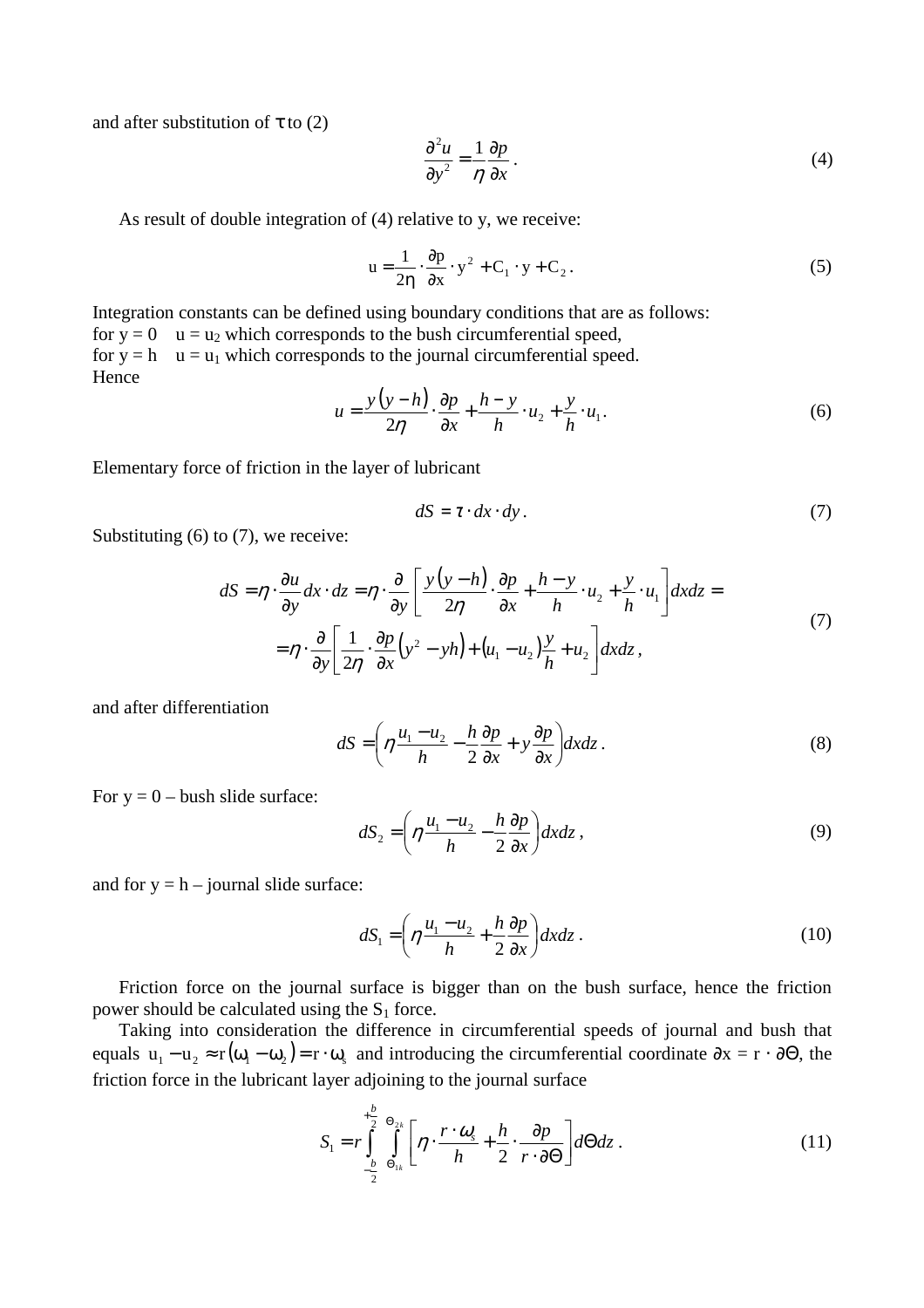and after substitution of $\tau$ to (2)

$$\frac{\partial^2 u}{\partial y^2} = \frac{1}{\eta}\frac{\partial p}{\partial x}. \tag{4}$$

As result of double integration of (4) relative to y, we receive:

$$u = \frac{1}{2\eta}\cdot\frac{\partial p}{\partial x}\cdot y^2 + C_1\cdot y + C_2. \tag{5}$$

Integration constants can be defined using boundary conditions that are as follows:
for $y = 0$ $u = u_2$ which corresponds to the bush circumferential speed,
for $y = h$ $u = u_1$ which corresponds to the journal circumferential speed.
Hence

$$u = \frac{y(y-h)}{2\eta}\cdot\frac{\partial p}{\partial x} + \frac{h-y}{h}\cdot u_2 + \frac{y}{h}\cdot u_1. \tag{6}$$

Elementary force of friction in the layer of lubricant

$$dS = \tau\cdot dx\cdot dy. \tag{7}$$

Substituting (6) to (7), we receive:

$$\begin{aligned} dS &= \eta\cdot\frac{\partial u}{\partial y}dx\cdot dz = \eta\cdot\frac{\partial}{\partial y}\left[\frac{y(y-h)}{2\eta}\cdot\frac{\partial p}{\partial x} + \frac{h-y}{h}\cdot u_2 + \frac{y}{h}\cdot u_1\right]dxdz = \\ &= \eta\cdot\frac{\partial}{\partial y}\left[\frac{1}{2\eta}\cdot\frac{\partial p}{\partial x}\left(y^2 - yh\right) + (u_1 - u_2)\frac{y}{h} + u_2\right]dxdz, \end{aligned} \tag{7}$$

and after differentiation

$$dS = \left(\eta\frac{u_1 - u_2}{h} - \frac{h}{2}\frac{\partial p}{\partial x} + y\frac{\partial p}{\partial x}\right)dxdz. \tag{8}$$

For $y = 0$ – bush slide surface:

$$dS_2 = \left(\eta\frac{u_1 - u_2}{h} - \frac{h}{2}\frac{\partial p}{\partial x}\right)dxdz, \tag{9}$$

and for $y = h$ – journal slide surface:

$$dS_1 = \left(\eta\frac{u_1 - u_2}{h} + \frac{h}{2}\frac{\partial p}{\partial x}\right)dxdz. \tag{10}$$

Friction force on the journal surface is bigger than on the bush surface, hence the friction power should be calculated using the $S_1$ force.

Taking into consideration the difference in circumferential speeds of journal and bush that equals $u_1 - u_2 \approx r(\omega_1 - \omega_2) = r\cdot\omega_s$ and introducing the circumferential coordinate $\partial x = r\cdot\partial\Theta$, the friction force in the lubricant layer adjoining to the journal surface

$$S_1 = r\int_{-\frac{b}{2}}^{+\frac{b}{2}}\int_{\Theta_{1k}}^{\Theta_{2k}}\left[\eta\cdot\frac{r\cdot\omega_s}{h} + \frac{h}{2}\cdot\frac{\partial p}{r\cdot\partial\Theta}\right]d\Theta dz. \tag{11}$$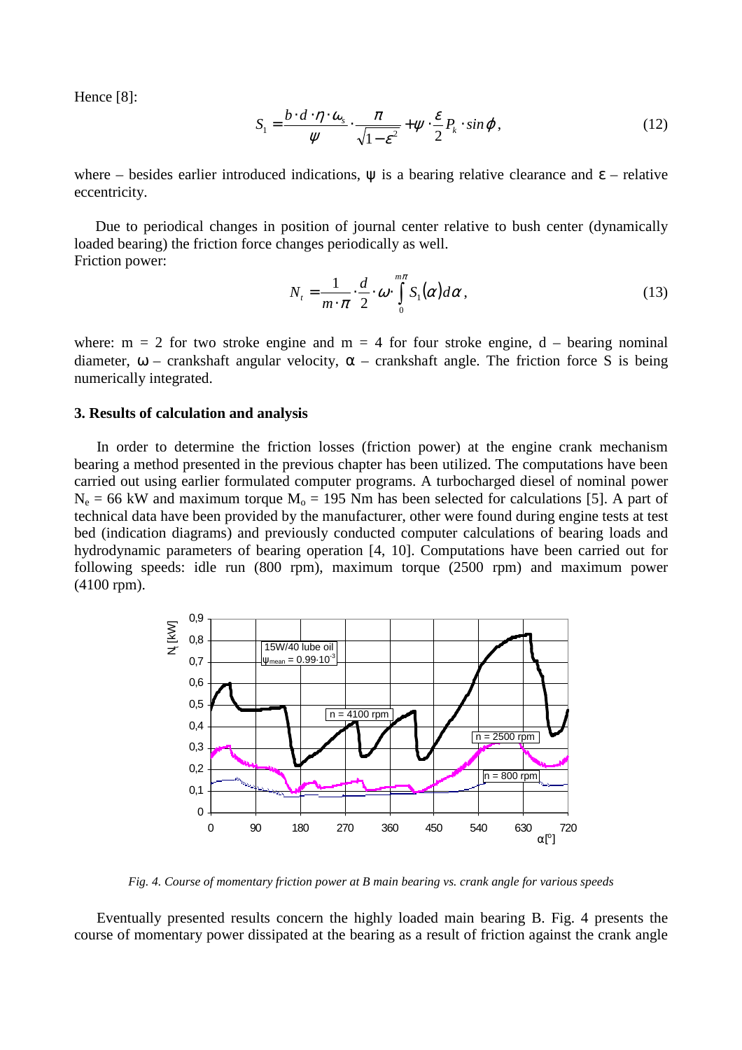Hence [8]:

$$S_1 = \frac{b \cdot d \cdot \eta \cdot \omega_s}{\psi} \cdot \frac{\pi}{\sqrt{1-\varepsilon^2}} + \psi \cdot \frac{\varepsilon}{2} P_k \cdot \sin\varphi, \tag{12}$$

where – besides earlier introduced indications, ψ is a bearing relative clearance and ε – relative eccentricity.

Due to periodical changes in position of journal center relative to bush center (dynamically loaded bearing) the friction force changes periodically as well.
Friction power:

$$N_t = \frac{1}{m \cdot \pi} \cdot \frac{d}{2} \cdot \omega \cdot \int_0^{m\pi} S_1(\alpha) d\alpha, \tag{13}$$

where: m = 2 for two stroke engine and m = 4 for four stroke engine, d – bearing nominal diameter, ω – crankshaft angular velocity, α – crankshaft angle. The friction force S is being numerically integrated.

### 3. Results of calculation and analysis

In order to determine the friction losses (friction power) at the engine crank mechanism bearing a method presented in the previous chapter has been utilized. The computations have been carried out using earlier formulated computer programs. A turbocharged diesel of nominal power $N_e$ = 66 kW and maximum torque $M_o$ = 195 Nm has been selected for calculations [5]. A part of technical data have been provided by the manufacturer, other were found during engine tests at test bed (indication diagrams) and previously conducted computer calculations of bearing loads and hydrodynamic parameters of bearing operation [4, 10]. Computations have been carried out for following speeds: idle run (800 rpm), maximum torque (2500 rpm) and maximum power (4100 rpm).

*Fig. 4. Course of momentary friction power at B main bearing vs. crank angle for various speeds*

Eventually presented results concern the highly loaded main bearing B. Fig. 4 presents the course of momentary power dissipated at the bearing as a result of friction against the crank angle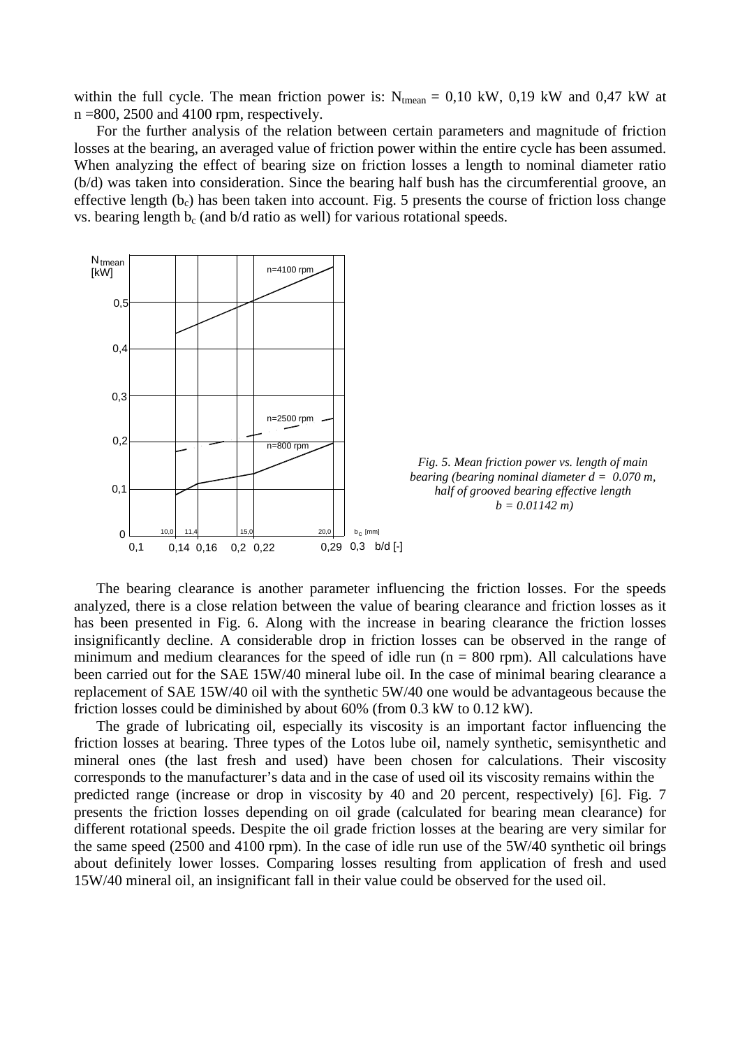within the full cycle. The mean friction power is: $N_{tmean}$ = 0,10 kW, 0,19 kW and 0,47 kW at n =800, 2500 and 4100 rpm, respectively.

For the further analysis of the relation between certain parameters and magnitude of friction losses at the bearing, an averaged value of friction power within the entire cycle has been assumed. When analyzing the effect of bearing size on friction losses a length to nominal diameter ratio (b/d) was taken into consideration. Since the bearing half bush has the circumferential groove, an effective length ($b_c$) has been taken into account. Fig. 5 presents the course of friction loss change vs. bearing length $b_c$ (and b/d ratio as well) for various rotational speeds.

*Fig. 5. Mean friction power vs. length of main bearing (bearing nominal diameter d = 0.070 m, half of grooved bearing effective length b = 0.01142 m)*

The bearing clearance is another parameter influencing the friction losses. For the speeds analyzed, there is a close relation between the value of bearing clearance and friction losses as it has been presented in Fig. 6. Along with the increase in bearing clearance the friction losses insignificantly decline. A considerable drop in friction losses can be observed in the range of minimum and medium clearances for the speed of idle run (n = 800 rpm). All calculations have been carried out for the SAE 15W/40 mineral lube oil. In the case of minimal bearing clearance a replacement of SAE 15W/40 oil with the synthetic 5W/40 one would be advantageous because the friction losses could be diminished by about 60% (from 0.3 kW to 0.12 kW).

The grade of lubricating oil, especially its viscosity is an important factor influencing the friction losses at bearing. Three types of the Lotos lube oil, namely synthetic, semisynthetic and mineral ones (the last fresh and used) have been chosen for calculations. Their viscosity corresponds to the manufacturer's data and in the case of used oil its viscosity remains within the predicted range (increase or drop in viscosity by 40 and 20 percent, respectively) [6]. Fig. 7 presents the friction losses depending on oil grade (calculated for bearing mean clearance) for different rotational speeds. Despite the oil grade friction losses at the bearing are very similar for the same speed (2500 and 4100 rpm). In the case of idle run use of the 5W/40 synthetic oil brings about definitely lower losses. Comparing losses resulting from application of fresh and used 15W/40 mineral oil, an insignificant fall in their value could be observed for the used oil.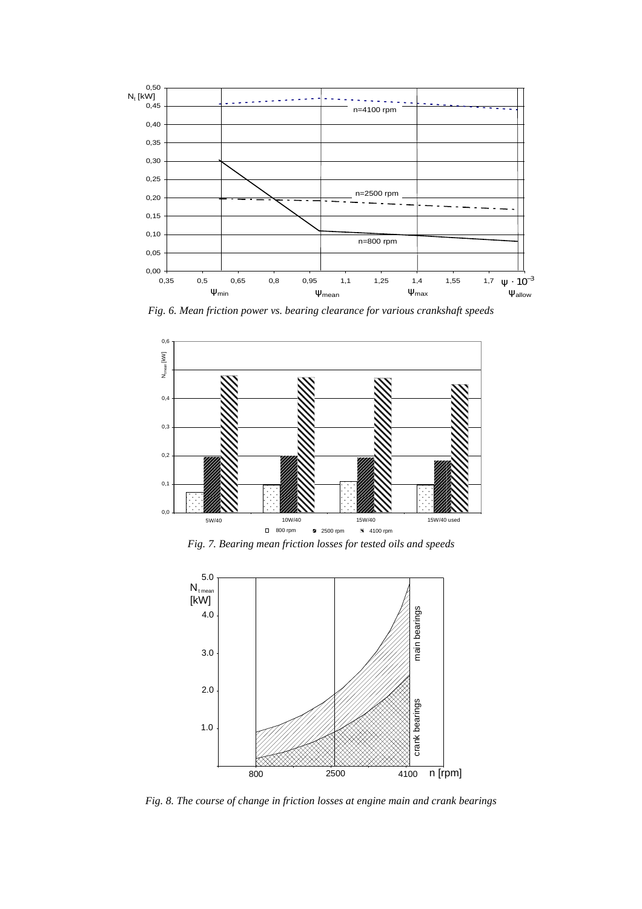*Fig. 6. Mean friction power vs. bearing clearance for various crankshaft speeds*

*Fig. 7. Bearing mean friction losses for tested oils and speeds*

*Fig. 8. The course of change in friction losses at engine main and crank bearings*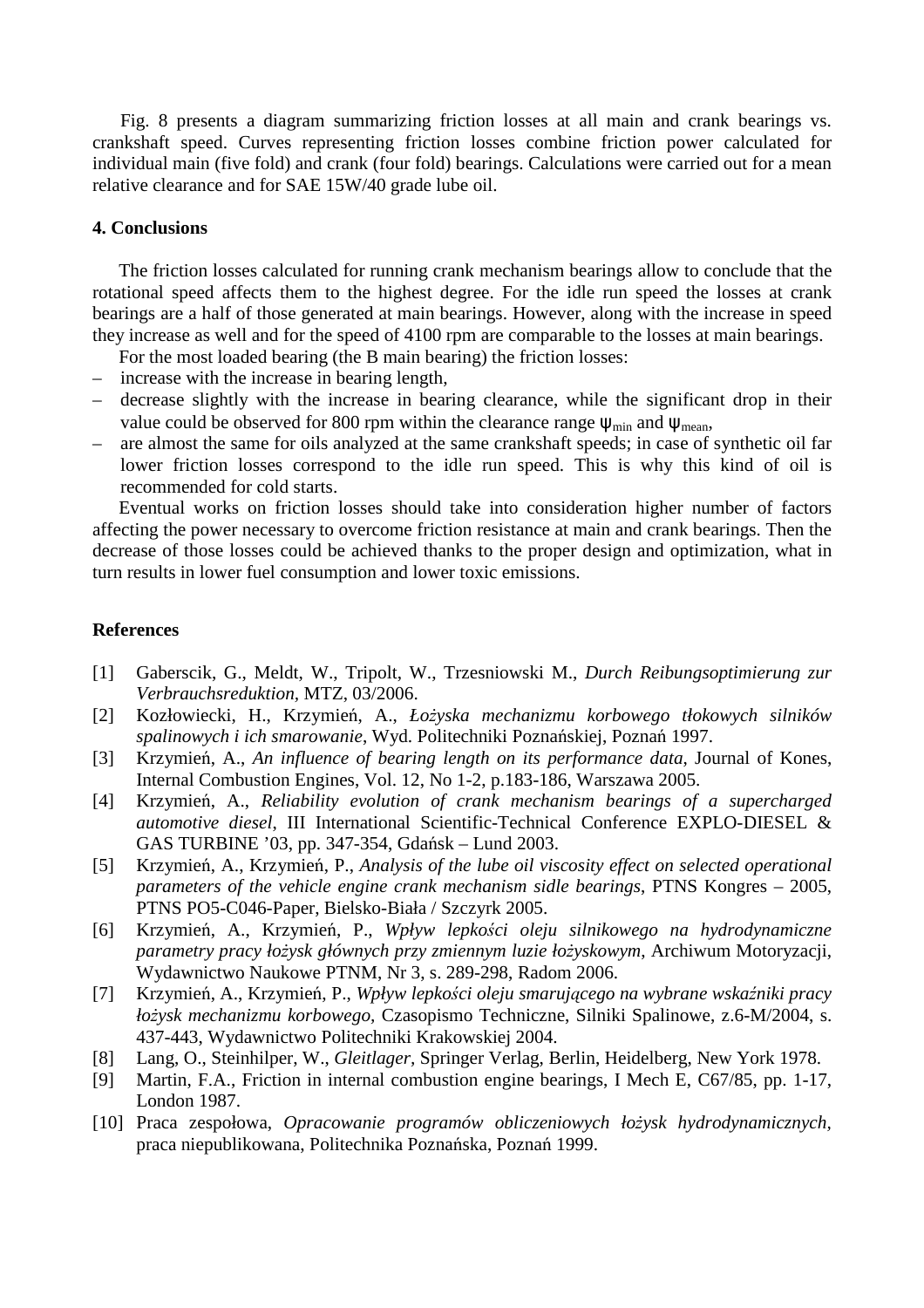Fig. 8 presents a diagram summarizing friction losses at all main and crank bearings vs. crankshaft speed. Curves representing friction losses combine friction power calculated for individual main (five fold) and crank (four fold) bearings. Calculations were carried out for a mean relative clearance and for SAE 15W/40 grade lube oil.

## 4. Conclusions

The friction losses calculated for running crank mechanism bearings allow to conclude that the rotational speed affects them to the highest degree. For the idle run speed the losses at crank bearings are a half of those generated at main bearings. However, along with the increase in speed they increase as well and for the speed of 4100 rpm are comparable to the losses at main bearings.

For the most loaded bearing (the B main bearing) the friction losses:

- increase with the increase in bearing length,
- decrease slightly with the increase in bearing clearance, while the significant drop in their value could be observed for 800 rpm within the clearance range $\psi_{min}$ and $\psi_{mean}$,
- are almost the same for oils analyzed at the same crankshaft speeds; in case of synthetic oil far lower friction losses correspond to the idle run speed. This is why this kind of oil is recommended for cold starts.

Eventual works on friction losses should take into consideration higher number of factors affecting the power necessary to overcome friction resistance at main and crank bearings. Then the decrease of those losses could be achieved thanks to the proper design and optimization, what in turn results in lower fuel consumption and lower toxic emissions.

## References

[1] Gaberscik, G., Meldt, W., Tripolt, W., Trzesniowski M., *Durch Reibungsoptimierung zur Verbrauchsreduktion*, MTZ, 03/2006.

[2] Kozłowiecki, H., Krzymień, A., *Łożyska mechanizmu korbowego tłokowych silników spalinowych i ich smarowanie*, Wyd. Politechniki Poznańskiej, Poznań 1997.

[3] Krzymień, A., *An influence of bearing length on its performance data*, Journal of Kones, Internal Combustion Engines, Vol. 12, No 1-2, p.183-186, Warszawa 2005.

[4] Krzymień, A., *Reliability evolution of crank mechanism bearings of a supercharged automotive diesel,* III International Scientific-Technical Conference EXPLO-DIESEL & GAS TURBINE '03, pp. 347-354, Gdańsk – Lund 2003.

[5] Krzymień, A., Krzymień, P., *Analysis of the lube oil viscosity effect on selected operational parameters of the vehicle engine crank mechanism sidle bearings*, PTNS Kongres – 2005, PTNS PO5-C046-Paper, Bielsko-Biała / Szczyrk 2005.

[6] Krzymień, A., Krzymień, P., *Wpływ lepkości oleju silnikowego na hydrodynamiczne parametry pracy łożysk głównych przy zmiennym luzie łożyskowym*, Archiwum Motoryzacji, Wydawnictwo Naukowe PTNM, Nr 3, s. 289-298, Radom 2006.

[7] Krzymień, A., Krzymień, P., *Wpływ lepkości oleju smarującego na wybrane wskaźniki pracy łożysk mechanizmu korbowego,* Czasopismo Techniczne, Silniki Spalinowe, z.6-M/2004, s. 437-443, Wydawnictwo Politechniki Krakowskiej 2004.

[8] Lang, O., Steinhilper, W., *Gleitlager*, Springer Verlag, Berlin, Heidelberg, New York 1978.

[9] Martin, F.A., Friction in internal combustion engine bearings, I Mech E, C67/85, pp. 1-17, London 1987.

[10] Praca zespołowa, *Opracowanie programów obliczeniowych łożysk hydrodynamicznych*, praca niepublikowana, Politechnika Poznańska, Poznań 1999.